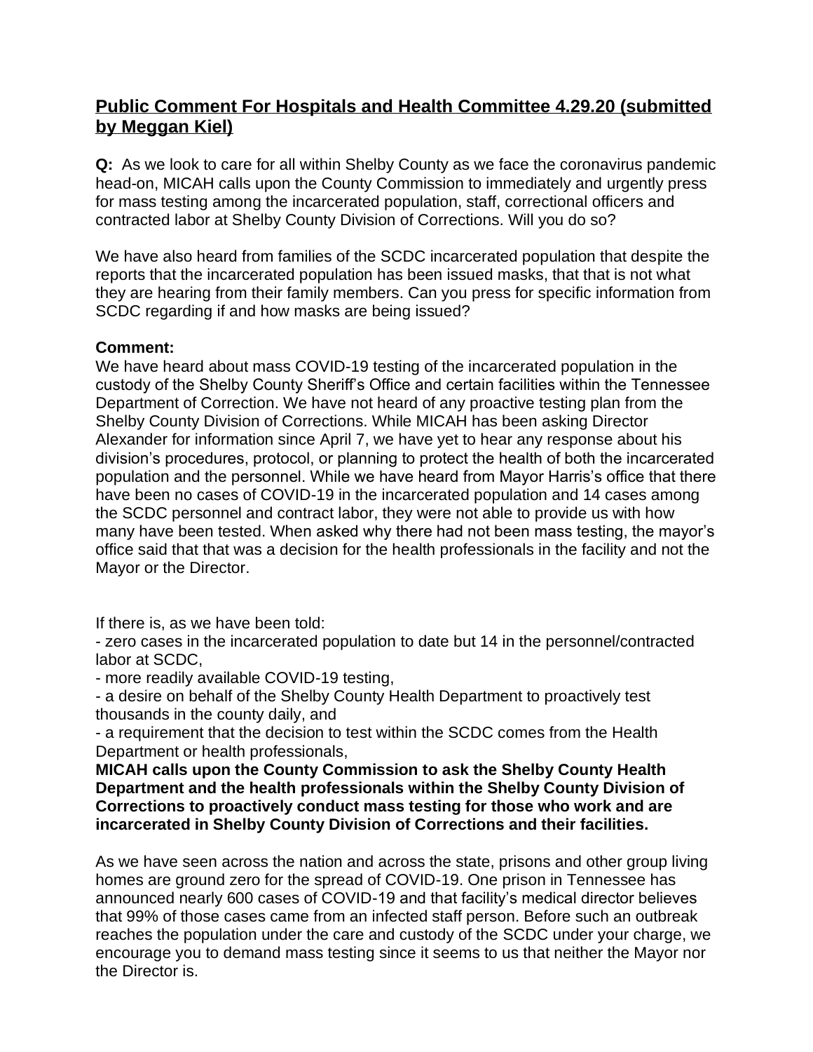## Public Comment For Hospitals and Health Committee 4.29.20 (submitted by Meggan Kiel)

**Q:** As we look to care for all within Shelby County as we face the coronavirus pandemic head-on, MICAH calls upon the County Commission to immediately and urgently press for mass testing among the incarcerated population, staff, correctional officers and contracted labor at Shelby County Division of Corrections. Will you do so?

We have also heard from families of the SCDC incarcerated population that despite the reports that the incarcerated population has been issued masks, that that is not what they are hearing from their family members. Can you press for specific information from SCDC regarding if and how masks are being issued?

**Comment:**
We have heard about mass COVID-19 testing of the incarcerated population in the custody of the Shelby County Sheriff's Office and certain facilities within the Tennessee Department of Correction. We have not heard of any proactive testing plan from the Shelby County Division of Corrections. While MICAH has been asking Director Alexander for information since April 7, we have yet to hear any response about his division's procedures, protocol, or planning to protect the health of both the incarcerated population and the personnel. While we have heard from Mayor Harris's office that there have been no cases of COVID-19 in the incarcerated population and 14 cases among the SCDC personnel and contract labor, they were not able to provide us with how many have been tested. When asked why there had not been mass testing, the mayor's office said that that was a decision for the health professionals in the facility and not the Mayor or the Director.

If there is, as we have been told:
- zero cases in the incarcerated population to date but 14 in the personnel/contracted labor at SCDC,
- more readily available COVID-19 testing,
- a desire on behalf of the Shelby County Health Department to proactively test thousands in the county daily, and
- a requirement that the decision to test within the SCDC comes from the Health Department or health professionals,

**MICAH calls upon the County Commission to ask the Shelby County Health Department and the health professionals within the Shelby County Division of Corrections to proactively conduct mass testing for those who work and are incarcerated in Shelby County Division of Corrections and their facilities.**

As we have seen across the nation and across the state, prisons and other group living homes are ground zero for the spread of COVID-19. One prison in Tennessee has announced nearly 600 cases of COVID-19 and that facility's medical director believes that 99% of those cases came from an infected staff person. Before such an outbreak reaches the population under the care and custody of the SCDC under your charge, we encourage you to demand mass testing since it seems to us that neither the Mayor nor the Director is.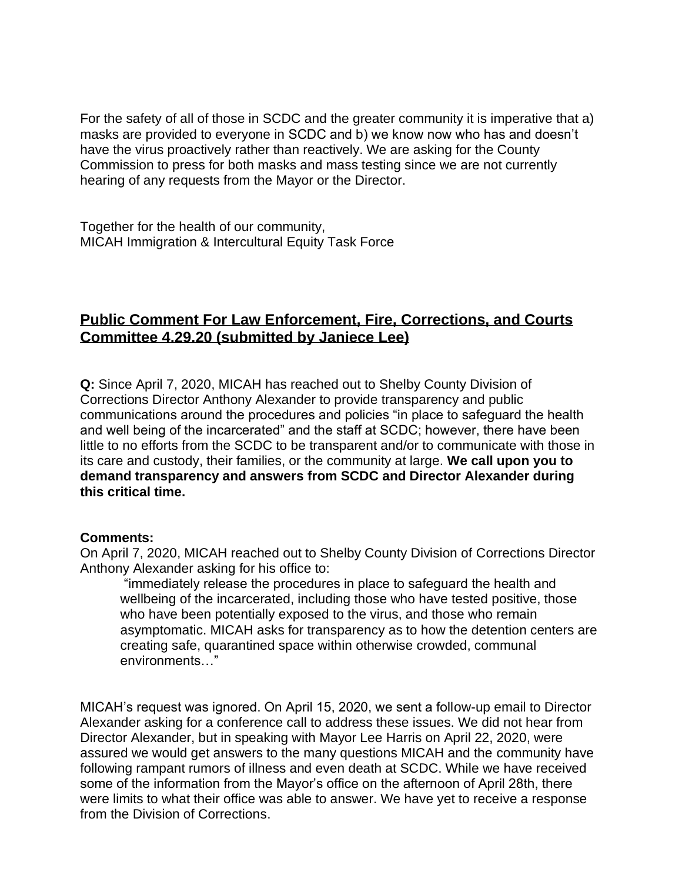For the safety of all of those in SCDC and the greater community it is imperative that a) masks are provided to everyone in SCDC and b) we know now who has and doesn't have the virus proactively rather than reactively. We are asking for the County Commission to press for both masks and mass testing since we are not currently hearing of any requests from the Mayor or the Director.

Together for the health of our community,
MICAH Immigration & Intercultural Equity Task Force

## **Public Comment For Law Enforcement, Fire, Corrections, and Courts Committee 4.29.20 (submitted by Janiece Lee)**

**Q:** Since April 7, 2020, MICAH has reached out to Shelby County Division of Corrections Director Anthony Alexander to provide transparency and public communications around the procedures and policies "in place to safeguard the health and well being of the incarcerated" and the staff at SCDC; however, there have been little to no efforts from the SCDC to be transparent and/or to communicate with those in its care and custody, their families, or the community at large. **We call upon you to demand transparency and answers from SCDC and Director Alexander during this critical time.**

**Comments:**
On April 7, 2020, MICAH reached out to Shelby County Division of Corrections Director Anthony Alexander asking for his office to:

> "immediately release the procedures in place to safeguard the health and wellbeing of the incarcerated, including those who have tested positive, those who have been potentially exposed to the virus, and those who remain asymptomatic. MICAH asks for transparency as to how the detention centers are creating safe, quarantined space within otherwise crowded, communal environments…"

MICAH's request was ignored. On April 15, 2020, we sent a follow-up email to Director Alexander asking for a conference call to address these issues. We did not hear from Director Alexander, but in speaking with Mayor Lee Harris on April 22, 2020, were assured we would get answers to the many questions MICAH and the community have following rampant rumors of illness and even death at SCDC. While we have received some of the information from the Mayor's office on the afternoon of April 28th, there were limits to what their office was able to answer. We have yet to receive a response from the Division of Corrections.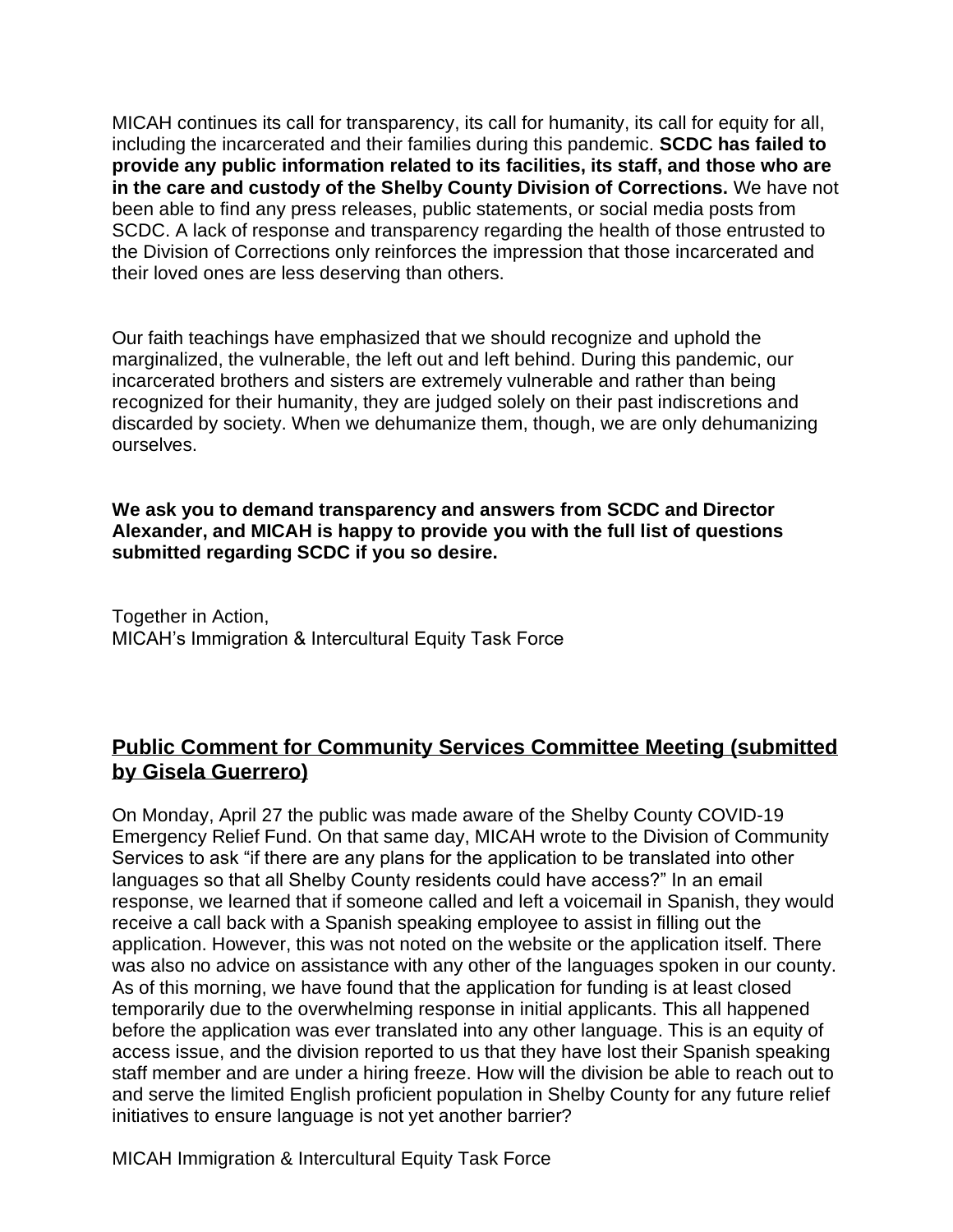MICAH continues its call for transparency, its call for humanity, its call for equity for all, including the incarcerated and their families during this pandemic. **SCDC has failed to provide any public information related to its facilities, its staff, and those who are in the care and custody of the Shelby County Division of Corrections.** We have not been able to find any press releases, public statements, or social media posts from SCDC. A lack of response and transparency regarding the health of those entrusted to the Division of Corrections only reinforces the impression that those incarcerated and their loved ones are less deserving than others.

Our faith teachings have emphasized that we should recognize and uphold the marginalized, the vulnerable, the left out and left behind. During this pandemic, our incarcerated brothers and sisters are extremely vulnerable and rather than being recognized for their humanity, they are judged solely on their past indiscretions and discarded by society. When we dehumanize them, though, we are only dehumanizing ourselves.

**We ask you to demand transparency and answers from SCDC and Director Alexander, and MICAH is happy to provide you with the full list of questions submitted regarding SCDC if you so desire.**

Together in Action,
MICAH's Immigration & Intercultural Equity Task Force

## Public Comment for Community Services Committee Meeting (submitted by Gisela Guerrero)

On Monday, April 27 the public was made aware of the Shelby County COVID-19 Emergency Relief Fund. On that same day, MICAH wrote to the Division of Community Services to ask "if there are any plans for the application to be translated into other languages so that all Shelby County residents could have access?" In an email response, we learned that if someone called and left a voicemail in Spanish, they would receive a call back with a Spanish speaking employee to assist in filling out the application. However, this was not noted on the website or the application itself. There was also no advice on assistance with any other of the languages spoken in our county. As of this morning, we have found that the application for funding is at least closed temporarily due to the overwhelming response in initial applicants. This all happened before the application was ever translated into any other language. This is an equity of access issue, and the division reported to us that they have lost their Spanish speaking staff member and are under a hiring freeze. How will the division be able to reach out to and serve the limited English proficient population in Shelby County for any future relief initiatives to ensure language is not yet another barrier?

MICAH Immigration & Intercultural Equity Task Force